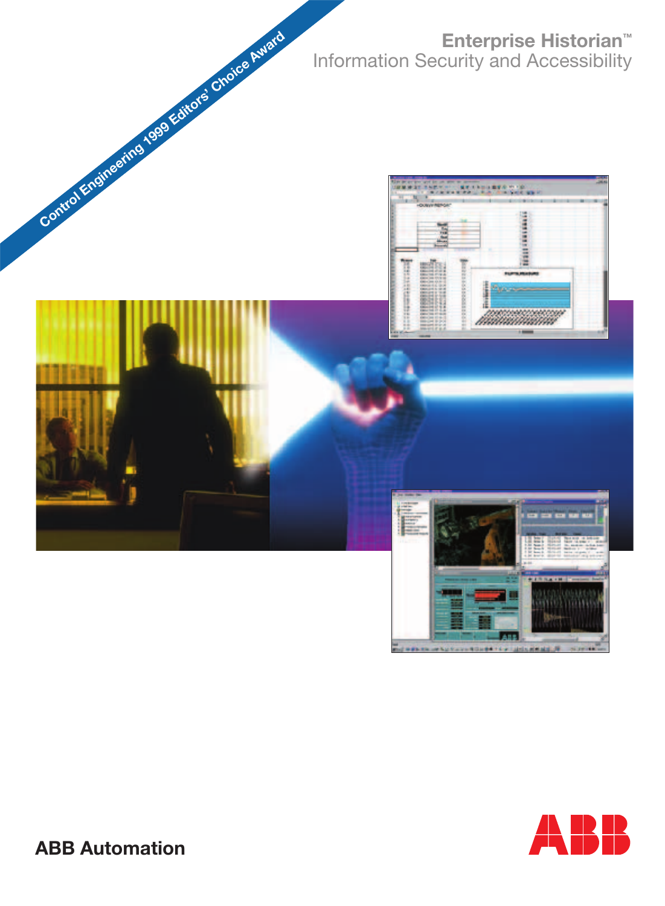Control Engineering 1999 Editors' Choice Award

# Enterprise Historian™

## Information Security and Accessibility

ABB Automation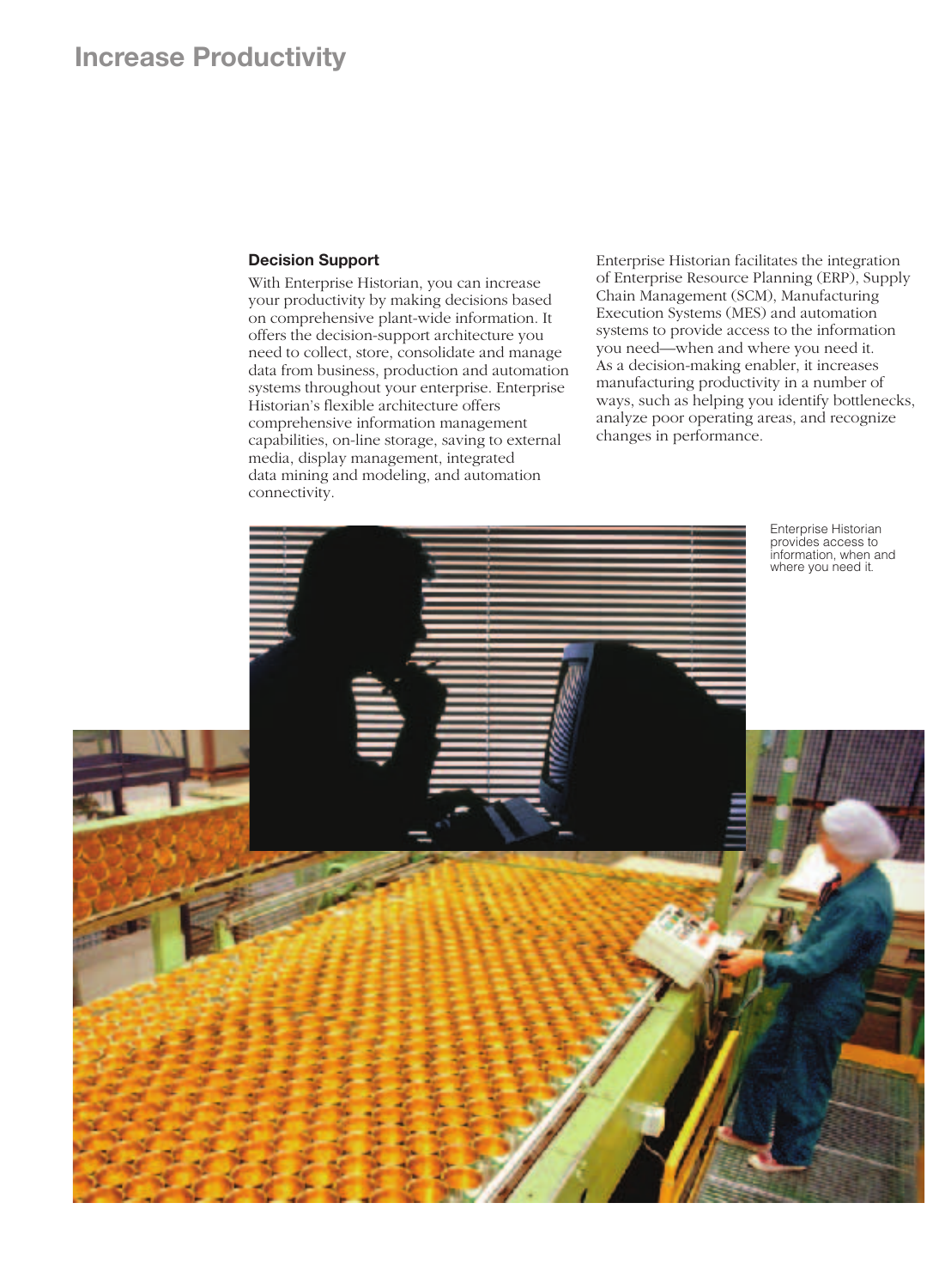# Increase Productivity

## Decision Support

With Enterprise Historian, you can increase your productivity by making decisions based on comprehensive plant-wide information. It offers the decision-support architecture you need to collect, store, consolidate and manage data from business, production and automation systems throughout your enterprise. Enterprise Historian's flexible architecture offers comprehensive information management capabilities, on-line storage, saving to external media, display management, integrated data mining and modeling, and automation connectivity.

Enterprise Historian facilitates the integration of Enterprise Resource Planning (ERP), Supply Chain Management (SCM), Manufacturing Execution Systems (MES) and automation systems to provide access to the information you need—when and where you need it. As a decision-making enabler, it increases manufacturing productivity in a number of ways, such as helping you identify bottlenecks, analyze poor operating areas, and recognize changes in performance.

Enterprise Historian provides access to information, when and where you need it.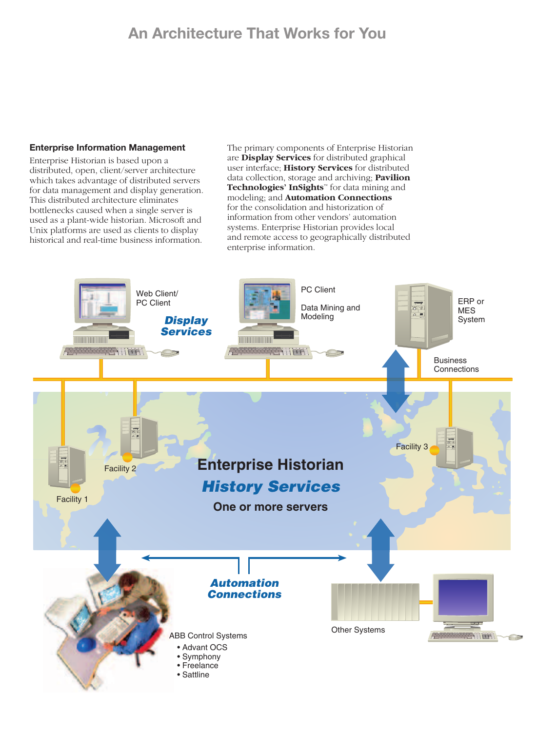# An Architecture That Works for You

## Enterprise Information Management

Enterprise Historian is based upon a distributed, open, client/server architecture which takes advantage of distributed servers for data management and display generation. This distributed architecture eliminates bottlenecks caused when a single server is used as a plant-wide historian. Microsoft and Unix platforms are used as clients to display historical and real-time business information.

The primary components of Enterprise Historian are **Display Services** for distributed graphical user interface; **History Services** for distributed data collection, storage and archiving; **Pavilion Technologies' InSights**™ for data mining and modeling; and **Automation Connections** for the consolidation and historization of information from other vendors' automation systems. Enterprise Historian provides local and remote access to geographically distributed enterprise information.

Web Client/
PC Client

*Display Services*

PC Client

Data Mining and Modeling

ERP or MES System

Business Connections

Facility 1

Facility 2

Facility 3

Enterprise Historian

*History Services*

One or more servers

*Automation Connections*

ABB Control Systems
- Advant OCS
- Symphony
- Freelance
- Sattline

Other Systems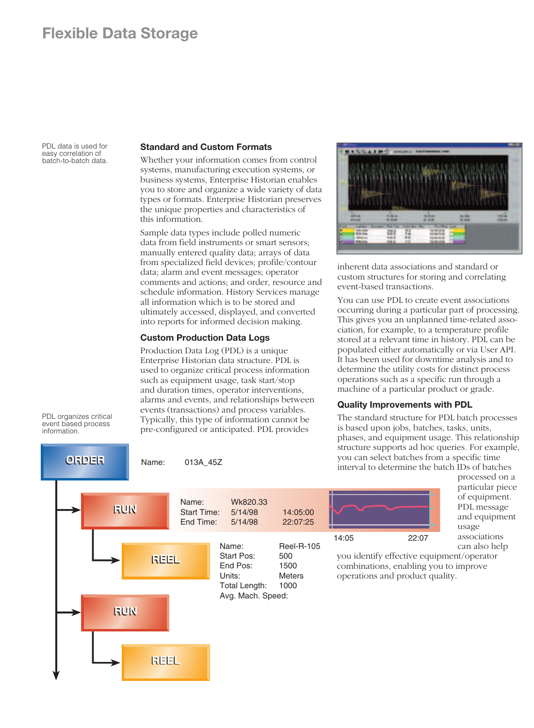# Flexible Data Storage

PDL data is used for easy correlation of batch-to-batch data.

## Standard and Custom Formats

Whether your information comes from control systems, manufacturing execution systems, or business systems, Enterprise Historian enables you to store and organize a wide variety of data types or formats. Enterprise Historian preserves the unique properties and characteristics of this information.

Sample data types include polled numeric data from field instruments or smart sensors; manually entered quality data; arrays of data from specialized field devices; profile/contour data; alarm and event messages; operator comments and actions; and order, resource and schedule information. History Services manage all information which is to be stored and ultimately accessed, displayed, and converted into reports for informed decision making.

### Custom Production Data Logs

PDL organizes critical event based process information.

Production Data Log (PDL) is a unique Enterprise Historian data structure. PDL is used to organize critical process information such as equipment usage, task start/stop and duration times, operator interventions, alarms and events, and relationships between events (transactions) and process variables. Typically, this type of information cannot be pre-configured or anticipated. PDL provides inherent data associations and standard or custom structures for storing and correlating event-based transactions.

You can use PDL to create event associations occurring during a particular part of processing. This gives you an unplanned time-related association, for example, to a temperature profile stored at a relevant time in history. PDL can be populated either automatically or via User API. It has been used for downtime analysis and to determine the utility costs for distinct process operations such as a specific run through a machine of a particular product or grade.

### Quality Improvements with PDL

The standard structure for PDL batch processes is based upon jobs, batches, tasks, units, phases, and equipment usage. This relationship structure supports ad hoc queries. For example, you can select batches from a specific time interval to determine the batch IDs of batches processed on a particular piece of equipment. PDL message and equipment usage associations can also help you identify effective equipment/operator combinations, enabling you to improve operations and product quality.

ORDER

Name: 013A_45Z

RUN

Name: Wk820.33
Start Time: 5/14/98 14:05:00
End Time: 5/14/98 22:07:25

14:05
22:07

REEL

Name: Reel-R-105
Start Pos: 500
End Pos: 1500
Units: Meters
Total Length: 1000
Avg. Mach. Speed:

RUN

REEL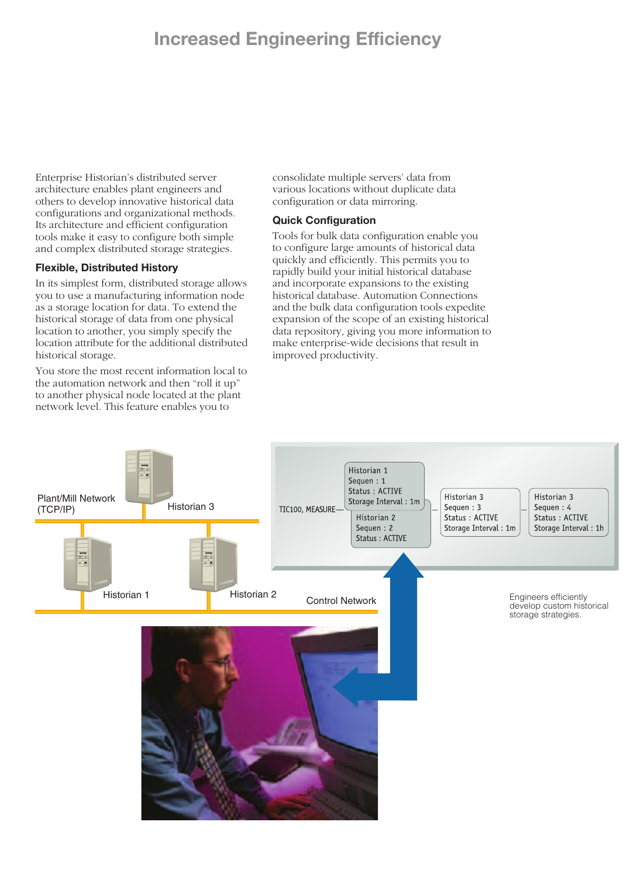# Increased Engineering Efficiency

Enterprise Historian's distributed server architecture enables plant engineers and others to develop innovative historical data configurations and organizational methods. Its architecture and efficient configuration tools make it easy to configure both simple and complex distributed storage strategies.

### Flexible, Distributed History

In its simplest form, distributed storage allows you to use a manufacturing information node as a storage location for data. To extend the historical storage of data from one physical location to another, you simply specify the location attribute for the additional distributed historical storage.

You store the most recent information local to the automation network and then "roll it up" to another physical node located at the plant network level. This feature enables you to consolidate multiple servers' data from various locations without duplicate data configuration or data mirroring.

### Quick Configuration

Tools for bulk data configuration enable you to configure large amounts of historical data quickly and efficiently. This permits you to rapidly build your initial historical database and incorporate expansions to the existing historical database. Automation Connections and the bulk data configuration tools expedite expansion of the scope of an existing historical data repository, giving you more information to make enterprise-wide decisions that result in improved productivity.

Plant/Mill Network (TCP/IP)

Historian 3

Historian 1

Historian 2

Control Network

TIC100, MEASURE

Historian 1
Sequen : 1
Status : ACTIVE
Storage Interval : 1m

Historian 2
Sequen : 2
Status : ACTIVE

Historian 3
Sequen : 3
Status : ACTIVE
Storage Interval : 1m

Historian 3
Sequen : 4
Status : ACTIVE
Storage Interval : 1h

Engineers efficiently develop custom historical storage strategies.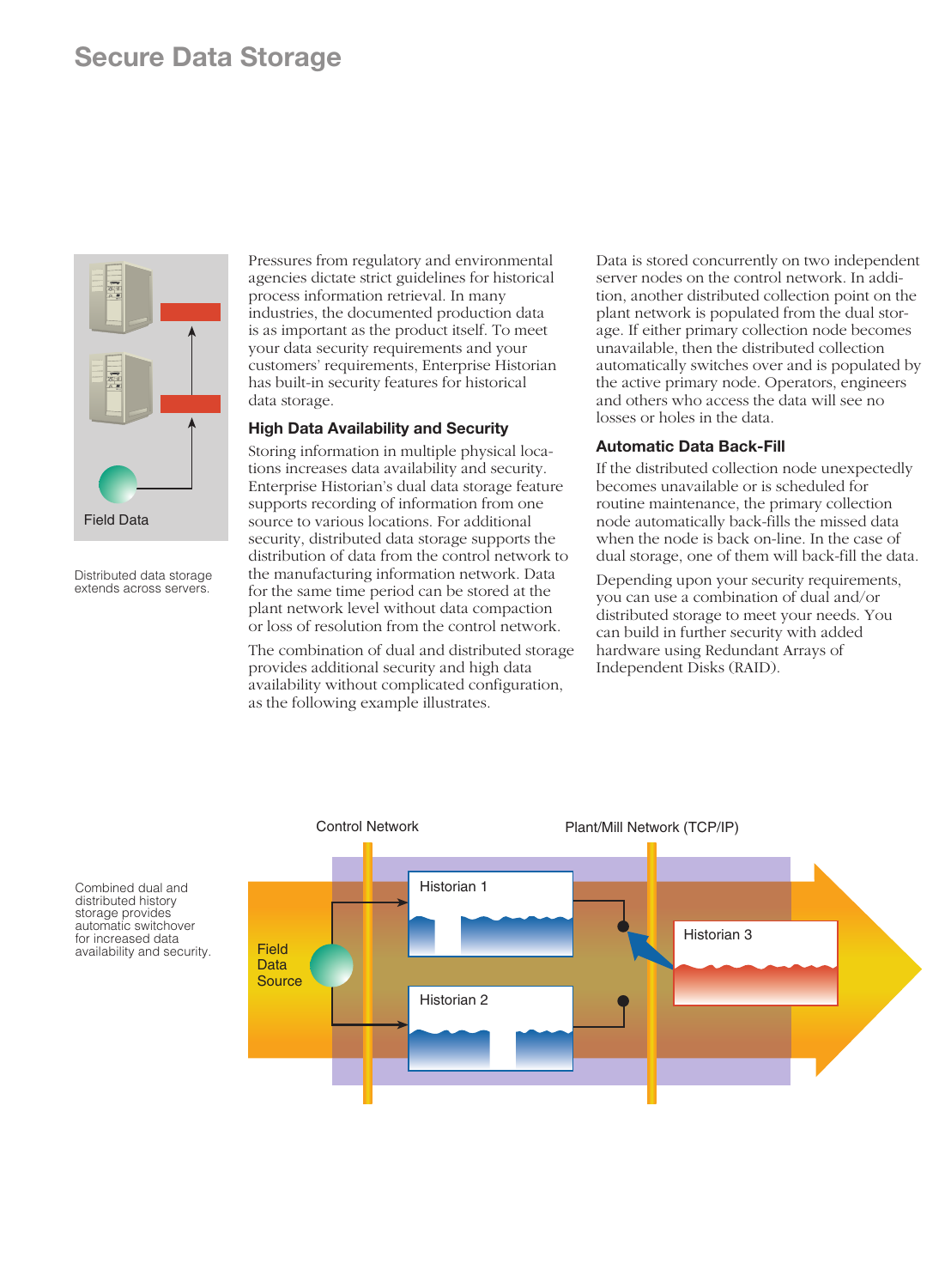# Secure Data Storage

Field Data

Distributed data storage extends across servers.

Pressures from regulatory and environmental agencies dictate strict guidelines for historical process information retrieval. In many industries, the documented production data is as important as the product itself. To meet your data security requirements and your customers' requirements, Enterprise Historian has built-in security features for historical data storage.

## High Data Availability and Security

Storing information in multiple physical locations increases data availability and security. Enterprise Historian's dual data storage feature supports recording of information from one source to various locations. For additional security, distributed data storage supports the distribution of data from the control network to the manufacturing information network. Data for the same time period can be stored at the plant network level without data compaction or loss of resolution from the control network.

The combination of dual and distributed storage provides additional security and high data availability without complicated configuration, as the following example illustrates.

Data is stored concurrently on two independent server nodes on the control network. In addition, another distributed collection point on the plant network is populated from the dual storage. If either primary collection node becomes unavailable, then the distributed collection automatically switches over and is populated by the active primary node. Operators, engineers and others who access the data will see no losses or holes in the data.

## Automatic Data Back-Fill

If the distributed collection node unexpectedly becomes unavailable or is scheduled for routine maintenance, the primary collection node automatically back-fills the missed data when the node is back on-line. In the case of dual storage, one of them will back-fill the data.

Depending upon your security requirements, you can use a combination of dual and/or distributed storage to meet your needs. You can build in further security with added hardware using Redundant Arrays of Independent Disks (RAID).

Control Network

Plant/Mill Network (TCP/IP)

Field Data Source

Historian 1

Historian 2

Historian 3

Combined dual and distributed history storage provides automatic switchover for increased data availability and security.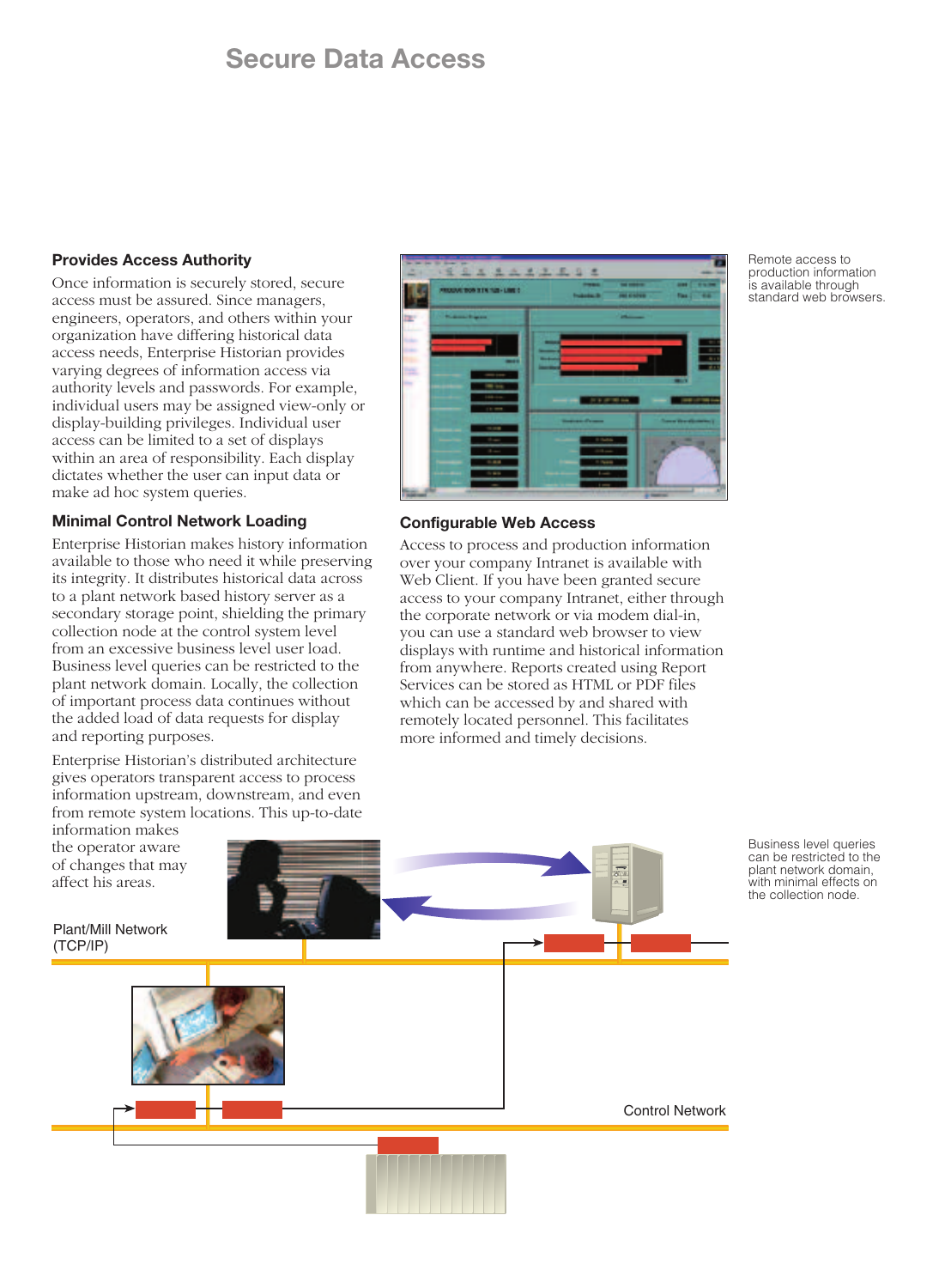# Secure Data Access

### Provides Access Authority

Once information is securely stored, secure access must be assured. Since managers, engineers, operators, and others within your organization have differing historical data access needs, Enterprise Historian provides varying degrees of information access via authority levels and passwords. For example, individual users may be assigned view-only or display-building privileges. Individual user access can be limited to a set of displays within an area of responsibility. Each display dictates whether the user can input data or make ad hoc system queries.

### Minimal Control Network Loading

Enterprise Historian makes history information available to those who need it while preserving its integrity. It distributes historical data across to a plant network based history server as a secondary storage point, shielding the primary collection node at the control system level from an excessive business level user load. Business level queries can be restricted to the plant network domain. Locally, the collection of important process data continues without the added load of data requests for display and reporting purposes.

Enterprise Historian's distributed architecture gives operators transparent access to process information upstream, downstream, and even from remote system locations. This up-to-date information makes the operator aware of changes that may affect his areas.

Remote access to production information is available through standard web browsers.

### Configurable Web Access

Access to process and production information over your company Intranet is available with Web Client. If you have been granted secure access to your company Intranet, either through the corporate network or via modem dial-in, you can use a standard web browser to view displays with runtime and historical information from anywhere. Reports created using Report Services can be stored as HTML or PDF files which can be accessed by and shared with remotely located personnel. This facilitates more informed and timely decisions.

Business level queries can be restricted to the plant network domain, with minimal effects on the collection node.

Plant/Mill Network (TCP/IP)

Control Network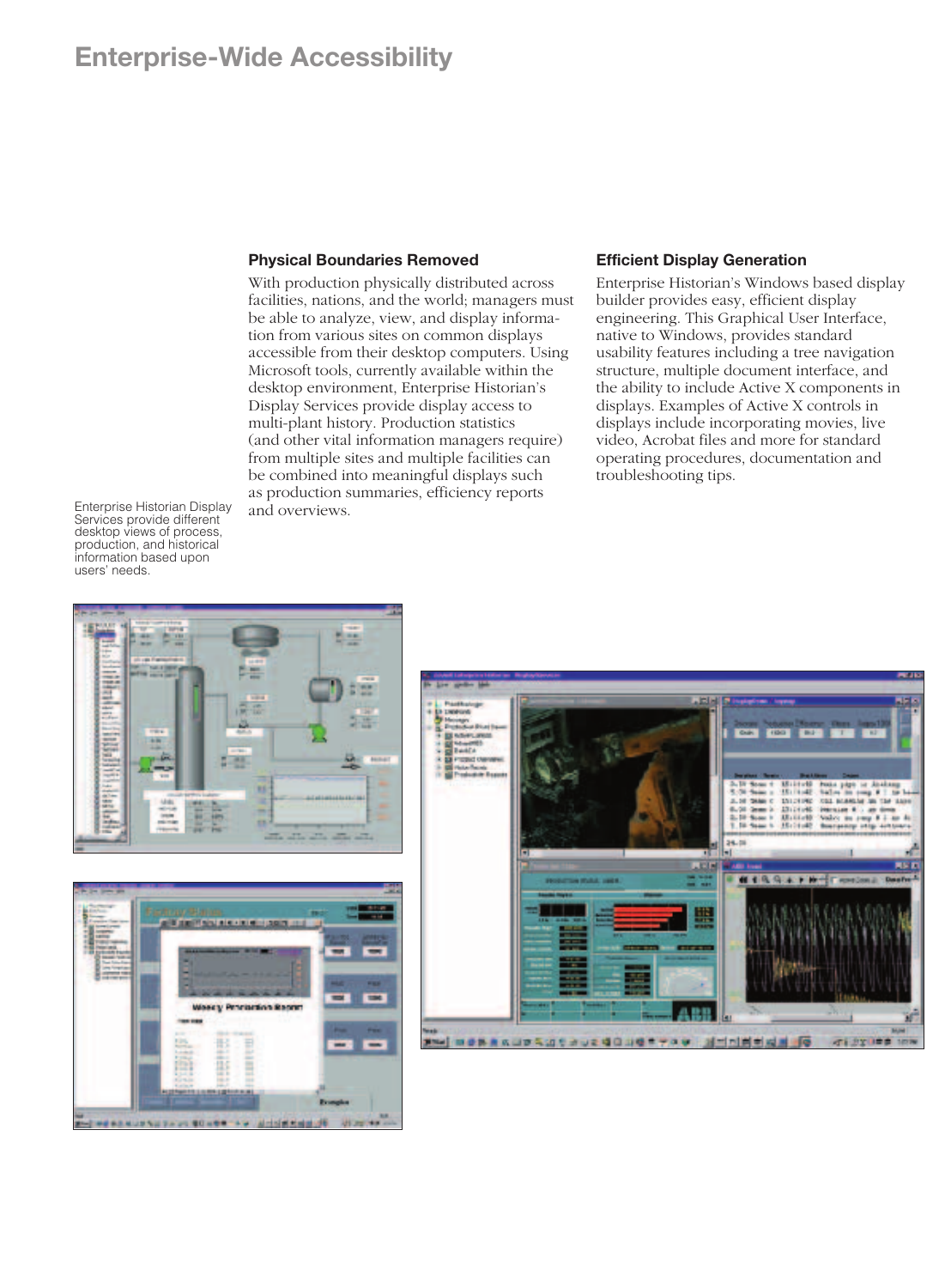# Enterprise-Wide Accessibility

Enterprise Historian Display Services provide different desktop views of process, production, and historical information based upon users' needs.

### Physical Boundaries Removed

With production physically distributed across facilities, nations, and the world; managers must be able to analyze, view, and display information from various sites on common displays accessible from their desktop computers. Using Microsoft tools, currently available within the desktop environment, Enterprise Historian's Display Services provide display access to multi-plant history. Production statistics (and other vital information managers require) from multiple sites and multiple facilities can be combined into meaningful displays such as production summaries, efficiency reports and overviews.

### Efficient Display Generation

Enterprise Historian's Windows based display builder provides easy, efficient display engineering. This Graphical User Interface, native to Windows, provides standard usability features including a tree navigation structure, multiple document interface, and the ability to include Active X components in displays. Examples of Active X controls in displays include incorporating movies, live video, Acrobat files and more for standard operating procedures, documentation and troubleshooting tips.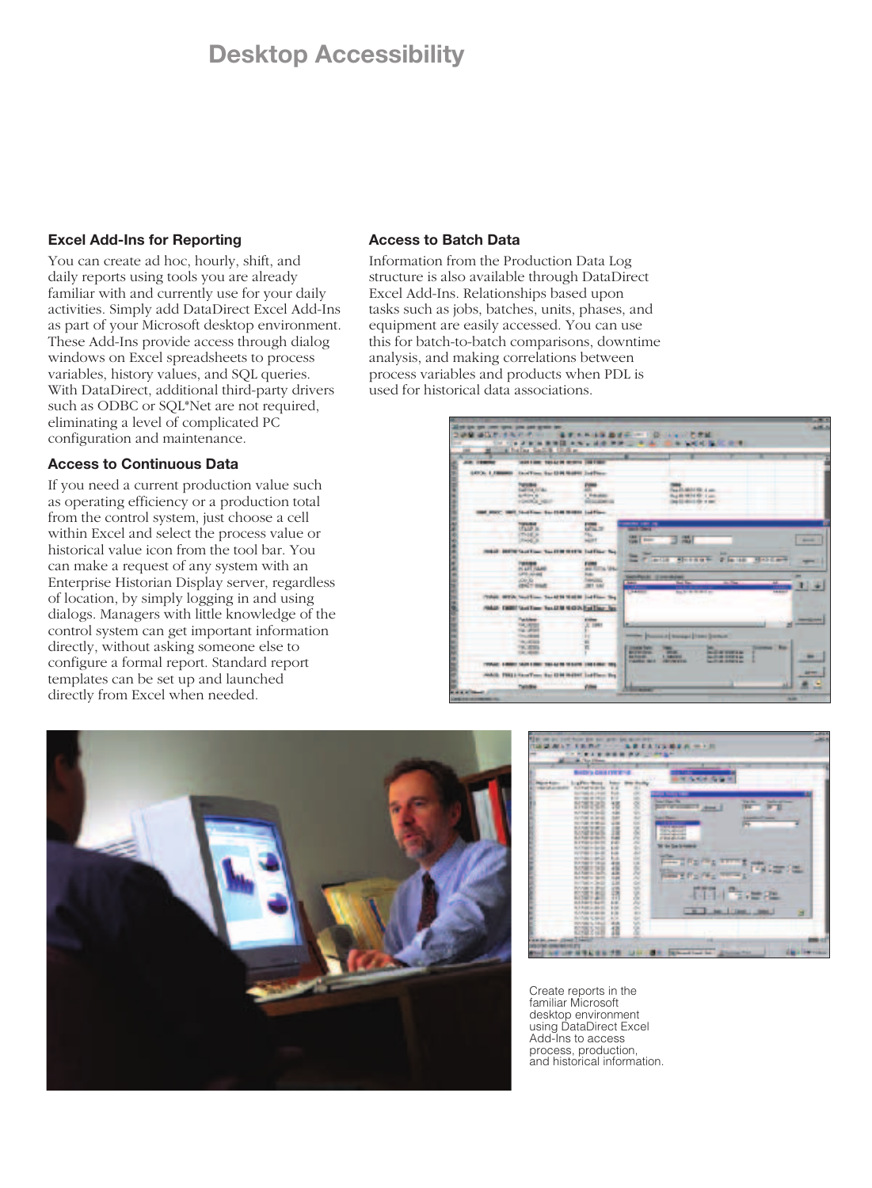# Desktop Accessibility

### Excel Add-Ins for Reporting

You can create ad hoc, hourly, shift, and daily reports using tools you are already familiar with and currently use for your daily activities. Simply add DataDirect Excel Add-Ins as part of your Microsoft desktop environment. These Add-Ins provide access through dialog windows on Excel spreadsheets to process variables, history values, and SQL queries. With DataDirect, additional third-party drivers such as ODBC or SQL*Net are not required, eliminating a level of complicated PC configuration and maintenance.

### Access to Continuous Data

If you need a current production value such as operating efficiency or a production total from the control system, just choose a cell within Excel and select the process value or historical value icon from the tool bar. You can make a request of any system with an Enterprise Historian Display server, regardless of location, by simply logging in and using dialogs. Managers with little knowledge of the control system can get important information directly, without asking someone else to configure a formal report. Standard report templates can be set up and launched directly from Excel when needed.

### Access to Batch Data

Information from the Production Data Log structure is also available through DataDirect Excel Add-Ins. Relationships based upon tasks such as jobs, batches, units, phases, and equipment are easily accessed. You can use this for batch-to-batch comparisons, downtime analysis, and making correlations between process variables and products when PDL is used for historical data associations.

Create reports in the familiar Microsoft desktop environment using DataDirect Excel Add-Ins to access process, production, and historical information.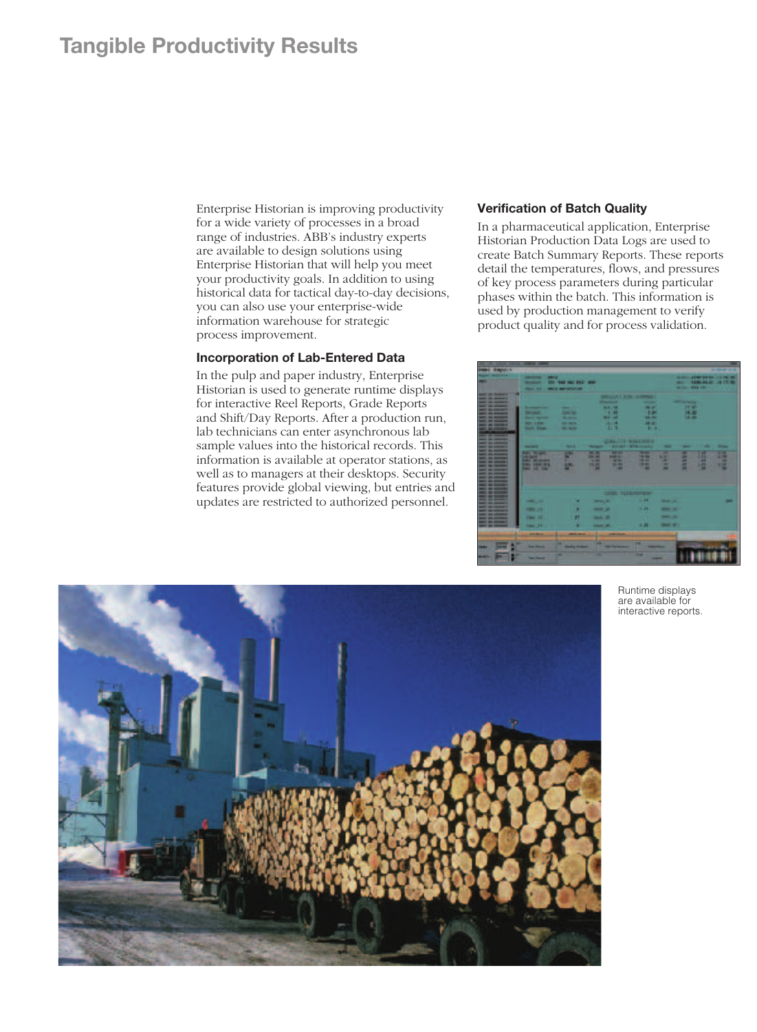# Tangible Productivity Results

Enterprise Historian is improving productivity for a wide variety of processes in a broad range of industries. ABB's industry experts are available to design solutions using Enterprise Historian that will help you meet your productivity goals. In addition to using historical data for tactical day-to-day decisions, you can also use your enterprise-wide information warehouse for strategic process improvement.

### Incorporation of Lab-Entered Data

In the pulp and paper industry, Enterprise Historian is used to generate runtime displays for interactive Reel Reports, Grade Reports and Shift/Day Reports. After a production run, lab technicians can enter asynchronous lab sample values into the historical records. This information is available at operator stations, as well as to managers at their desktops. Security features provide global viewing, but entries and updates are restricted to authorized personnel.

### Verification of Batch Quality

In a pharmaceutical application, Enterprise Historian Production Data Logs are used to create Batch Summary Reports. These reports detail the temperatures, flows, and pressures of key process parameters during particular phases within the batch. This information is used by production management to verify product quality and for process validation.

Runtime displays are available for interactive reports.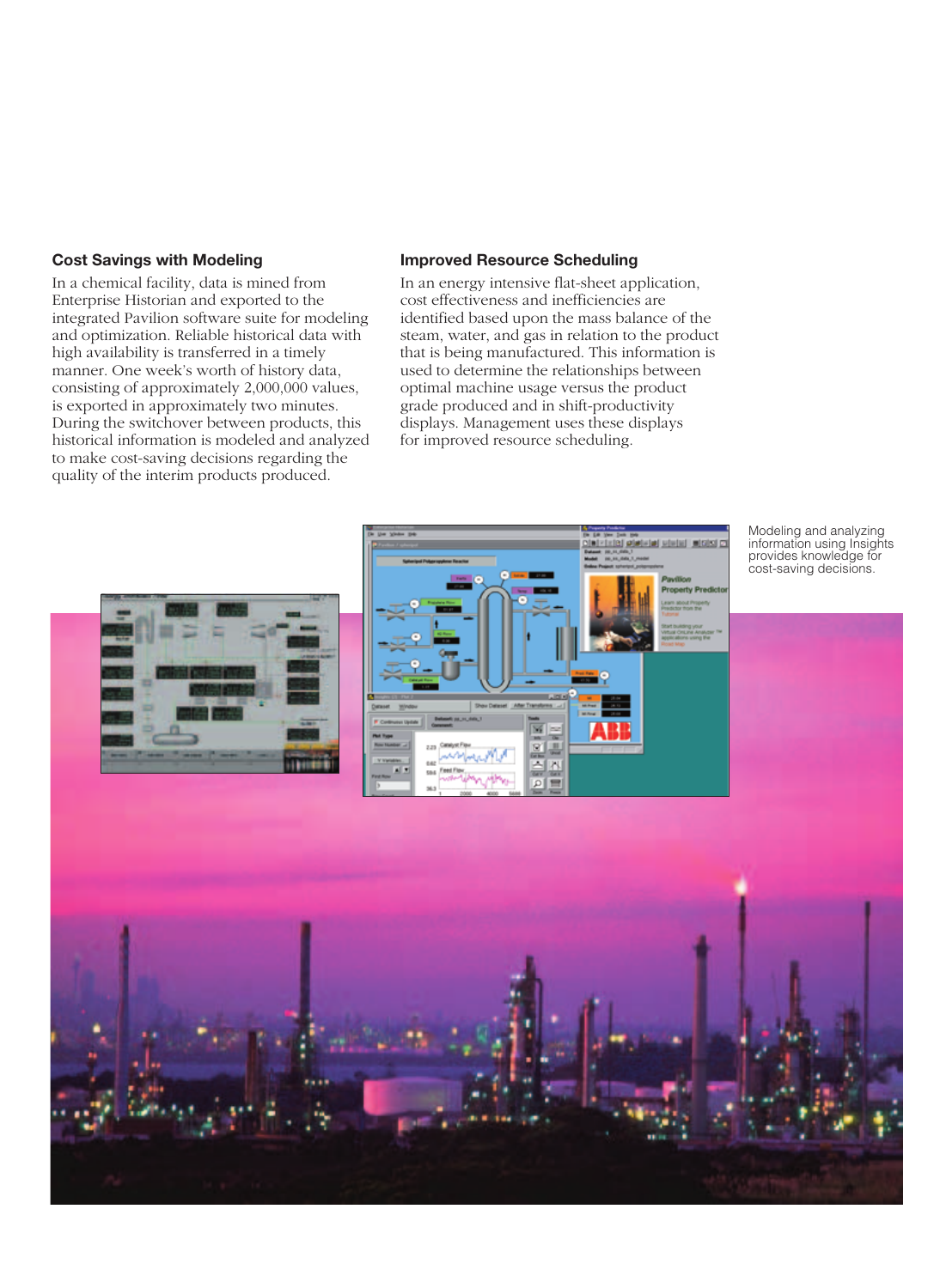## Cost Savings with Modeling

In a chemical facility, data is mined from Enterprise Historian and exported to the integrated Pavilion software suite for modeling and optimization. Reliable historical data with high availability is transferred in a timely manner. One week's worth of history data, consisting of approximately 2,000,000 values, is exported in approximately two minutes. During the switchover between products, this historical information is modeled and analyzed to make cost-saving decisions regarding the quality of the interim products produced.

## Improved Resource Scheduling

In an energy intensive flat-sheet application, cost effectiveness and inefficiencies are identified based upon the mass balance of the steam, water, and gas in relation to the product that is being manufactured. This information is used to determine the relationships between optimal machine usage versus the product grade produced and in shift-productivity displays. Management uses these displays for improved resource scheduling.

Modeling and analyzing information using Insights provides knowledge for cost-saving decisions.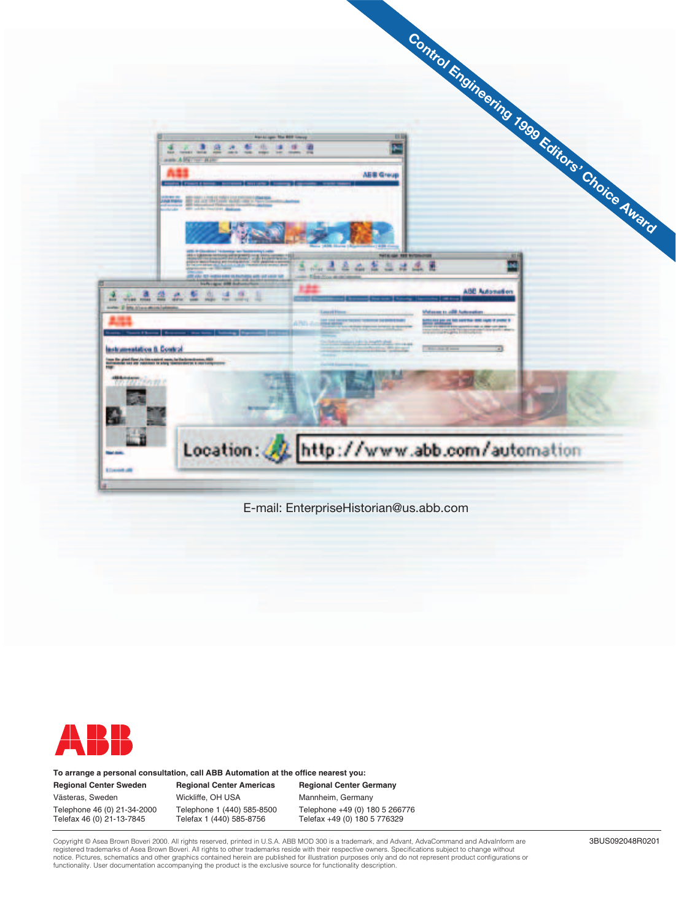Control Engineering 1999 Editors' Choice Award

Location: http://www.abb.com/automation

E-mail: EnterpriseHistorian@us.abb.com

**To arrange a personal consultation, call ABB Automation at the office nearest you:**

| **Regional Center Sweden** | **Regional Center Americas** | **Regional Center Germany** |
|---|---|---|
| Västeras, Sweden | Wickliffe, OH USA | Mannheim, Germany |
| Telephone 46 (0) 21-34-2000<br>Telefax 46 (0) 21-13-7845 | Telephone 1 (440) 585-8500<br>Telefax 1 (440) 585-8756 | Telephone +49 (0) 180 5 266776<br>Telefax +49 (0) 180 5 776329 |

Copyright © Asea Brown Boveri 2000. All rights reserved, printed in U.S.A. ABB MOD 300 is a trademark, and Advant, AdvaCommand and AdvaInform are registered trademarks of Asea Brown Boveri. All rights to other trademarks reside with their respective owners. Specifications subject to change without notice. Pictures, schematics and other graphics contained herein are published for illustration purposes only and do not represent product configurations or functionality. User documentation accompanying the product is the exclusive source for functionality description.

3BUS092048R0201